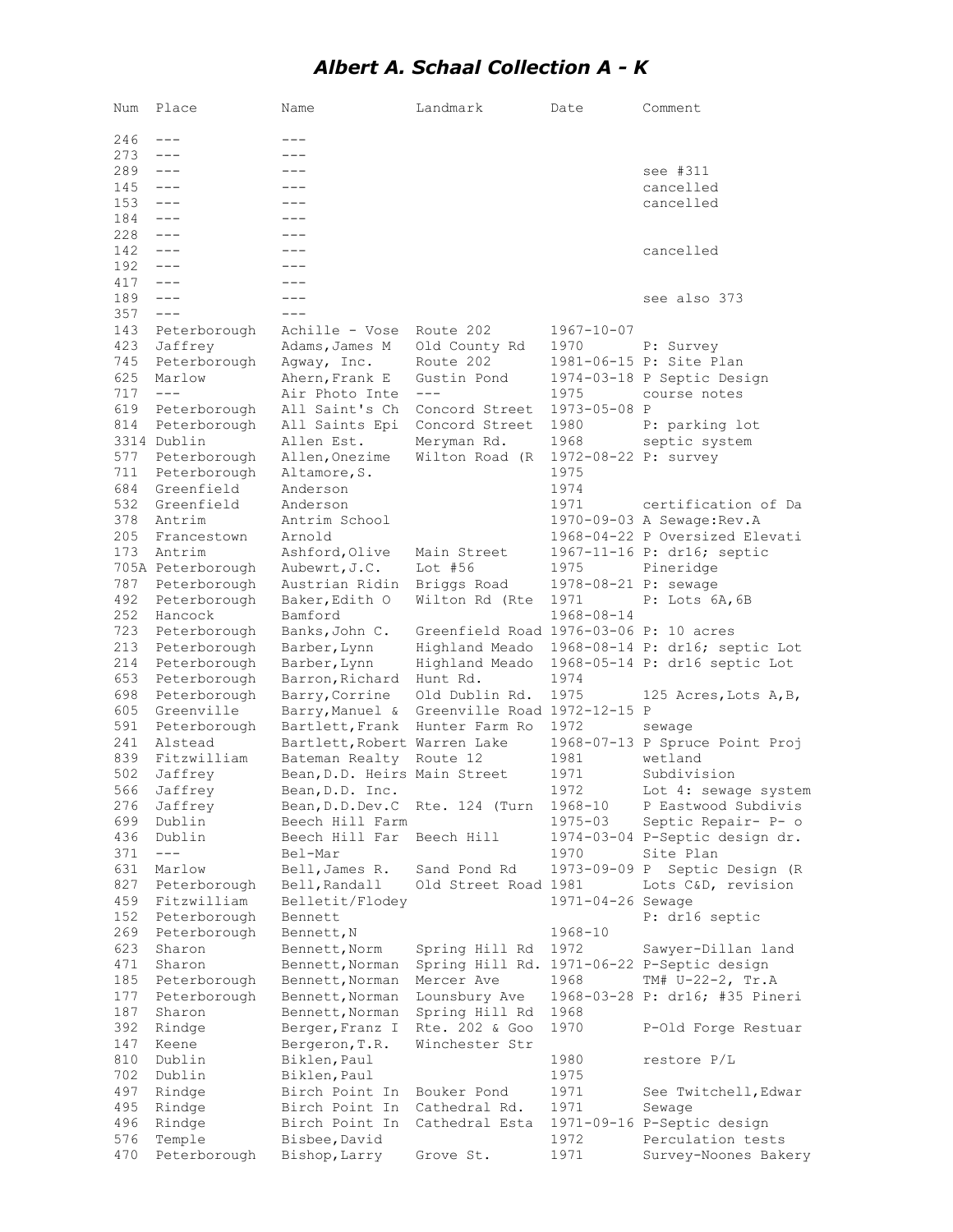# *Albert A. Schaal Collection A - K*

| Num | Place | Name | Landmark | Date | Comment |
|---|---|---|---|---|---|
| 246 | --- | --- | | | |
| 273 | --- | --- | | | |
| 289 | --- | --- | | | see #311 |
| 145 | --- | --- | | | cancelled |
| 153 | --- | --- | | | cancelled |
| 184 | --- | --- | | | |
| 228 | --- | --- | | | |
| 142 | --- | --- | | | cancelled |
| 192 | --- | --- | | | |
| 417 | --- | --- | | | |
| 189 | --- | --- | | | see also 373 |
| 357 | --- | --- | | | |
| 143 | Peterborough | Achille - Vose | Route 202 | 1967-10-07 | |
| 423 | Jaffrey | Adams,James M | Old County Rd | 1970 | P: Survey |
| 745 | Peterborough | Agway, Inc. | Route 202 | 1981-06-15 | P: Site Plan |
| 625 | Marlow | Ahern,Frank E | Gustin Pond | 1974-03-18 | P Septic Design |
| 717 | --- | Air Photo Inte | --- | 1975 | course notes |
| 619 | Peterborough | All Saint's Ch | Concord Street | 1973-05-08 | P |
| 814 | Peterborough | All Saints Epi | Concord Street | 1980 | P: parking lot |
| 3314 | Dublin | Allen Est. | Meryman Rd. | 1968 | septic system |
| 577 | Peterborough | Allen,Onezime | Wilton Road (R | 1972-08-22 | P: survey |
| 711 | Peterborough | Altamore,S. | | 1975 | |
| 684 | Greenfield | Anderson | | 1974 | |
| 532 | Greenfield | Anderson | | 1971 | certification of Da |
| 378 | Antrim | Antrim School | | 1970-09-03 | A Sewage:Rev.A |
| 205 | Francestown | Arnold | | 1968-04-22 | P Oversized Elevati |
| 173 | Antrim | Ashford,Olive | Main Street | 1967-11-16 | P: dr16; septic |
| 705A | Peterborough | Aubewrt,J.C. | Lot #56 | 1975 | Pineridge |
| 787 | Peterborough | Austrian Ridin | Briggs Road | 1978-08-21 | P: sewage |
| 492 | Peterborough | Baker,Edith O | Wilton Rd (Rte | 1971 | P: Lots 6A,6B |
| 252 | Hancock | Bamford | | 1968-08-14 | |
| 723 | Peterborough | Banks,John C. | Greenfield Road | 1976-03-06 | P: 10 acres |
| 213 | Peterborough | Barber,Lynn | Highland Meado | 1968-08-14 | P: dr16; septic Lot |
| 214 | Peterborough | Barber,Lynn | Highland Meado | 1968-05-14 | P: dr16 septic Lot |
| 653 | Peterborough | Barron,Richard | Hunt Rd. | 1974 | |
| 698 | Peterborough | Barry,Corrine | Old Dublin Rd. | 1975 | 125 Acres,Lots A,B, |
| 605 | Greenville | Barry,Manuel & | Greenville Road | 1972-12-15 | P |
| 591 | Peterborough | Bartlett,Frank | Hunter Farm Ro | 1972 | sewage |
| 241 | Alstead | Bartlett,Robert | Warren Lake | 1968-07-13 | P Spruce Point Proj |
| 839 | Fitzwilliam | Bateman Realty | Route 12 | 1981 | wetland |
| 502 | Jaffrey | Bean,D.D. Heirs | Main Street | 1971 | Subdivision |
| 566 | Jaffrey | Bean,D.D. Inc. | | 1972 | Lot 4: sewage system |
| 276 | Jaffrey | Bean,D.D.Dev.C | Rte. 124 (Turn | 1968-10 | P Eastwood Subdivis |
| 699 | Dublin | Beech Hill Farm | | 1975-03 | Septic Repair- P- o |
| 436 | Dublin | Beech Hill Far | Beech Hill | 1974-03-04 | P-Septic design dr. |
| 371 | --- | Bel-Mar | | 1970 | Site Plan |
| 631 | Marlow | Bell,James R. | Sand Pond Rd | 1973-09-09 | P Septic Design (R |
| 827 | Peterborough | Bell,Randall | Old Street Road | 1981 | Lots C&D, revision |
| 459 | Fitzwilliam | Belletit/Flodey | | 1971-04-26 | Sewage |
| 152 | Peterborough | Bennett | | | P: dr16 septic |
| 269 | Peterborough | Bennett,N | | 1968-10 | |
| 623 | Sharon | Bennett,Norm | Spring Hill Rd | 1972 | Sawyer-Dillan land |
| 471 | Sharon | Bennett,Norman | Spring Hill Rd. | 1971-06-22 | P-Septic design |
| 185 | Peterborough | Bennett,Norman | Mercer Ave | 1968 | TM# U-22-2, Tr.A |
| 177 | Peterborough | Bennett,Norman | Lounsbury Ave | 1968-03-28 | P: dr16; #35 Pineri |
| 187 | Sharon | Bennett,Norman | Spring Hill Rd | 1968 | |
| 392 | Rindge | Berger,Franz I | Rte. 202 & Goo | 1970 | P-Old Forge Restuar |
| 147 | Keene | Bergeron,T.R. | Winchester Str | | |
| 810 | Dublin | Biklen,Paul | | 1980 | restore P/L |
| 702 | Dublin | Biklen,Paul | | 1975 | |
| 497 | Rindge | Birch Point In | Bouker Pond | 1971 | See Twitchell,Edwar |
| 495 | Rindge | Birch Point In | Cathedral Rd. | 1971 | Sewage |
| 496 | Rindge | Birch Point In | Cathedral Esta | 1971-09-16 | P-Septic design |
| 576 | Temple | Bisbee,David | | 1972 | Perculation tests |
| 470 | Peterborough | Bishop,Larry | Grove St. | 1971 | Survey-Noones Bakery |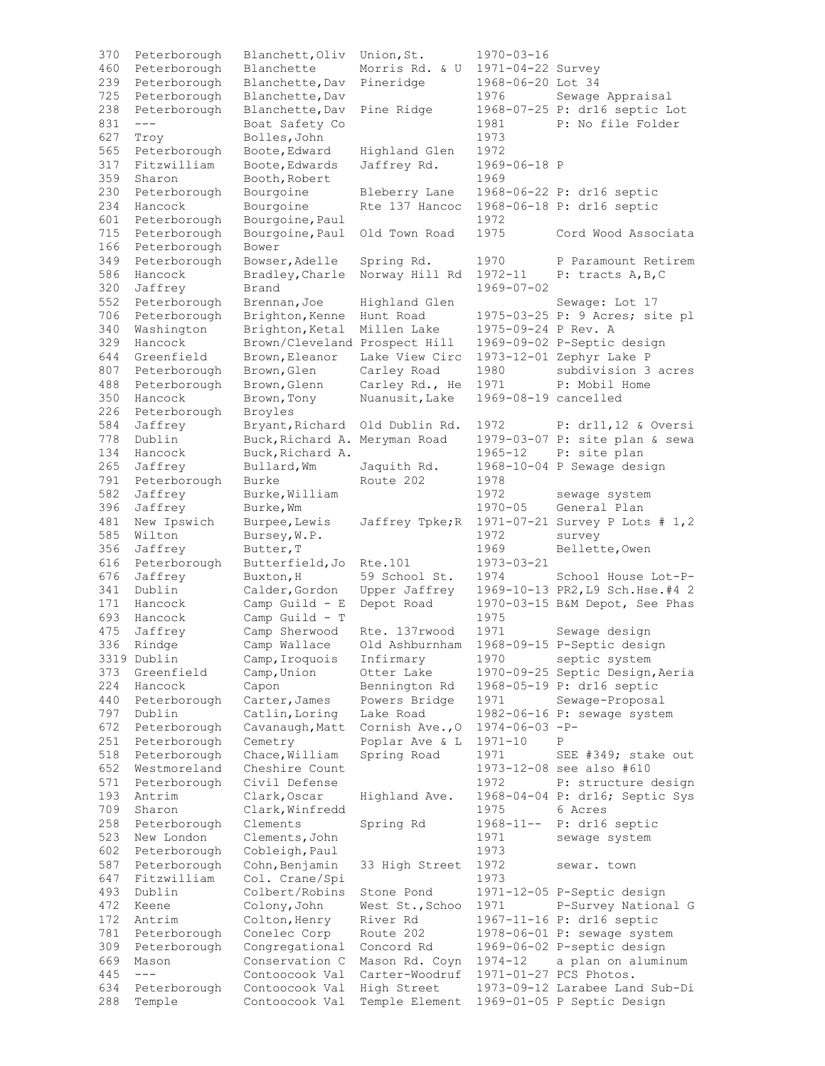| | | | | | |
|---|---|---|---|---|---|
| 370 | Peterborough | Blanchett,Oliv | Union,St. | 1970-03-16 | |
| 460 | Peterborough | Blanchette | Morris Rd. & U | 1971-04-22 | Survey |
| 239 | Peterborough | Blanchette,Dav | Pineridge | 1968-06-20 | Lot 34 |
| 725 | Peterborough | Blanchette,Dav | | 1976 | Sewage Appraisal |
| 238 | Peterborough | Blanchette,Dav | Pine Ridge | 1968-07-25 | P: dr16 septic Lot |
| 831 | --- | Boat Safety Co | | 1981 | P: No file Folder |
| 627 | Troy | Bolles,John | | 1973 | |
| 565 | Peterborough | Boote,Edward | Highland Glen | 1972 | |
| 317 | Fitzwilliam | Boote,Edwards | Jaffrey Rd. | 1969-06-18 | P |
| 359 | Sharon | Booth,Robert | | 1969 | |
| 230 | Peterborough | Bourgoine | Bleberry Lane | 1968-06-22 | P: dr16 septic |
| 234 | Hancock | Bourgoine | Rte 137 Hancoc | 1968-06-18 | P: dr16 septic |
| 601 | Peterborough | Bourgoine,Paul | | 1972 | |
| 715 | Peterborough | Bourgoine,Paul | Old Town Road | 1975 | Cord Wood Associata |
| 166 | Peterborough | Bower | | | |
| 349 | Peterborough | Bowser,Adelle | Spring Rd. | 1970 | P Paramount Retirem |
| 586 | Hancock | Bradley,Charle | Norway Hill Rd | 1972-11 | P: tracts A,B,C |
| 320 | Jaffrey | Brand | | 1969-07-02 | |
| 552 | Peterborough | Brennan,Joe | Highland Glen | | Sewage: Lot 17 |
| 706 | Peterborough | Brighton,Kenne | Hunt Road | 1975-03-25 | P: 9 Acres; site pl |
| 340 | Washington | Brighton,Ketal | Millen Lake | 1975-09-24 | P Rev. A |
| 329 | Hancock | Brown/Cleveland | Prospect Hill | 1969-09-02 | P-Septic design |
| 644 | Greenfield | Brown,Eleanor | Lake View Circ | 1973-12-01 | Zephyr Lake P |
| 807 | Peterborough | Brown,Glen | Carley Road | 1980 | subdivision 3 acres |
| 488 | Peterborough | Brown,Glenn | Carley Rd., He | 1971 | P: Mobil Home |
| 350 | Hancock | Brown,Tony | Nuanusit,Lake | 1969-08-19 | cancelled |
| 226 | Peterborough | Broyles | | | |
| 584 | Jaffrey | Bryant,Richard | Old Dublin Rd. | 1972 | P: dr11,12 & Oversi |
| 778 | Dublin | Buck,Richard A. | Meryman Road | 1979-03-07 | P: site plan & sewa |
| 134 | Hancock | Buck,Richard A. | | 1965-12 | P: site plan |
| 265 | Jaffrey | Bullard,Wm | Jaquith Rd. | 1968-10-04 | P Sewage design |
| 791 | Peterborough | Burke | Route 202 | 1978 | |
| 582 | Jaffrey | Burke,William | | 1972 | sewage system |
| 396 | Jaffrey | Burke,Wm | | 1970-05 | General Plan |
| 481 | New Ipswich | Burpee,Lewis | Jaffrey Tpke;R | 1971-07-21 | Survey P Lots # 1,2 |
| 585 | Wilton | Bursey,W.P. | | 1972 | survey |
| 356 | Jaffrey | Butter,T | | 1969 | Bellette,Owen |
| 616 | Peterborough | Butterfield,Jo | Rte.101 | 1973-03-21 | |
| 676 | Jaffrey | Buxton,H | 59 School St. | 1974 | School House Lot-P- |
| 341 | Dublin | Calder,Gordon | Upper Jaffrey | 1969-10-13 | PR2,L9 Sch.Hse.#4 2 |
| 171 | Hancock | Camp Guild - E | Depot Road | 1970-03-15 | B&M Depot, See Phas |
| 693 | Hancock | Camp Guild - T | | 1975 | |
| 475 | Jaffrey | Camp Sherwood | Rte. 137rwood | 1971 | Sewage design |
| 336 | Rindge | Camp Wallace | Old Ashburnham | 1968-09-15 | P-Septic design |
| 3319 | Dublin | Camp,Iroquois | Infirmary | 1970 | septic system |
| 373 | Greenfield | Camp,Union | Otter Lake | 1970-09-25 | Septic Design,Aeria |
| 224 | Hancock | Capon | Bennington Rd | 1968-05-19 | P: dr16 septic |
| 440 | Peterborough | Carter,James | Powers Bridge | 1971 | Sewage-Proposal |
| 797 | Dublin | Catlin,Loring | Lake Road | 1982-06-16 | P: sewage system |
| 672 | Peterborough | Cavanaugh,Matt | Cornish Ave.,O | 1974-06-03 | -P- |
| 251 | Peterborough | Cemetry | Poplar Ave & L | 1971-10 | P |
| 518 | Peterborough | Chace,William | Spring Road | 1971 | SEE #349; stake out |
| 652 | Westmoreland | Cheshire Count | | 1973-12-08 | see also #610 |
| 571 | Peterborough | Civil Defense | | 1972 | P: structure design |
| 193 | Antrim | Clark,Oscar | Highland Ave. | 1968-04-04 | P: dr16; Septic Sys |
| 709 | Sharon | Clark,Winfredd | | 1975 | 6 Acres |
| 258 | Peterborough | Clements | Spring Rd | 1968-11-- | P: dr16 septic |
| 523 | New London | Clements,John | | 1971 | sewage system |
| 602 | Peterborough | Cobleigh,Paul | | 1973 | |
| 587 | Peterborough | Cohn,Benjamin | 33 High Street | 1972 | sewar. town |
| 647 | Fitzwilliam | Col. Crane/Spi | | 1973 | |
| 493 | Dublin | Colbert/Robins | Stone Pond | 1971-12-05 | P-Septic design |
| 472 | Keene | Colony,John | West St.,Schoo | 1971 | P-Survey National G |
| 172 | Antrim | Colton,Henry | River Rd | 1967-11-16 | P: dr16 septic |
| 781 | Peterborough | Conelec Corp | Route 202 | 1978-06-01 | P: sewage system |
| 309 | Peterborough | Congregational | Concord Rd | 1969-06-02 | P-septic design |
| 669 | Mason | Conservation C | Mason Rd. Coyn | 1974-12 | a plan on aluminum |
| 445 | --- | Contoocook Val | Carter-Woodruf | 1971-01-27 | PCS Photos. |
| 634 | Peterborough | Contoocook Val | High Street | 1973-09-12 | Larabee Land Sub-Di |
| 288 | Temple | Contoocook Val | Temple Element | 1969-01-05 | P Septic Design |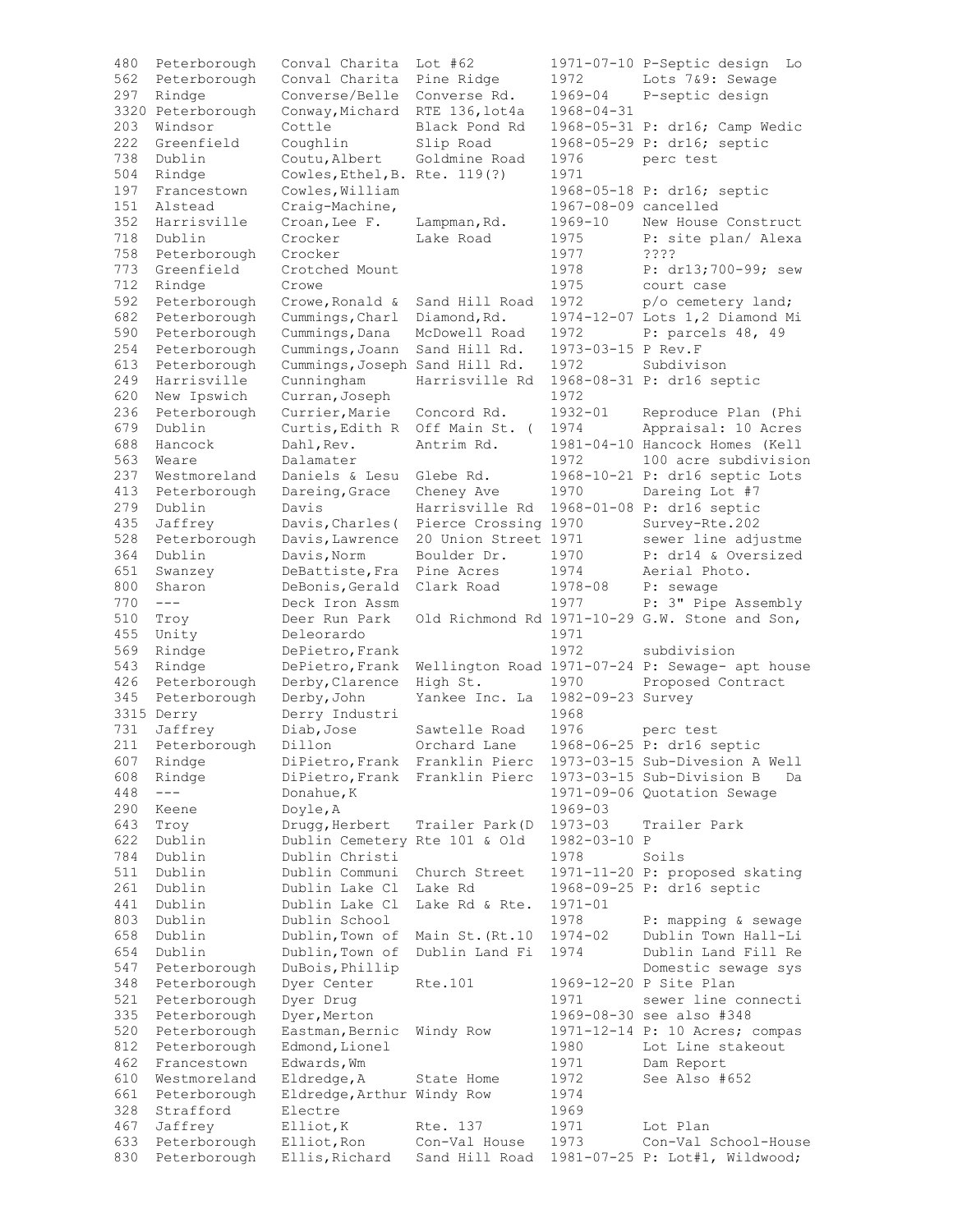| | | | | | |
|---|---|---|---|---|---|
| 480 | Peterborough | Conval Charita | Lot #62 | 1971-07-10 | P-Septic design Lo |
| 562 | Peterborough | Conval Charita | Pine Ridge | 1972 | Lots 7&9: Sewage |
| 297 | Rindge | Converse/Belle | Converse Rd. | 1969-04 | P-septic design |
| 3320 | Peterborough | Conway,Michard | RTE 136,lot4a | 1968-04-31 | |
| 203 | Windsor | Cottle | Black Pond Rd | 1968-05-31 | P: dr16; Camp Wedic |
| 222 | Greenfield | Coughlin | Slip Road | 1968-05-29 | P: dr16; septic |
| 738 | Dublin | Coutu,Albert | Goldmine Road | 1976 | perc test |
| 504 | Rindge | Cowles,Ethel,B. | Rte. 119(?) | 1971 | |
| 197 | Francestown | Cowles,William | | 1968-05-18 | P: dr16; septic |
| 151 | Alstead | Craig-Machine, | | 1967-08-09 | cancelled |
| 352 | Harrisville | Croan,Lee F. | Lampman,Rd. | 1969-10 | New House Construct |
| 718 | Dublin | Crocker | Lake Road | 1975 | P: site plan/ Alexa |
| 758 | Peterborough | Crocker | | 1977 | ???? |
| 773 | Greenfield | Crotched Mount | | 1978 | P: dr13;700-99; sew |
| 712 | Rindge | Crowe | | 1975 | court case |
| 592 | Peterborough | Crowe,Ronald & | Sand Hill Road | 1972 | p/o cemetery land; |
| 682 | Peterborough | Cummings,Charl | Diamond,Rd. | 1974-12-07 | Lots 1,2 Diamond Mi |
| 590 | Peterborough | Cummings,Dana | McDowell Road | 1972 | P: parcels 48, 49 |
| 254 | Peterborough | Cummings,Joann | Sand Hill Rd. | 1973-03-15 | P Rev.F |
| 613 | Peterborough | Cummings,Joseph | Sand Hill Rd. | 1972 | Subdivison |
| 249 | Harrisville | Cunningham | Harrisville Rd | 1968-08-31 | P: dr16 septic |
| 620 | New Ipswich | Curran,Joseph | | 1972 | |
| 236 | Peterborough | Currier,Marie | Concord Rd. | 1932-01 | Reproduce Plan (Phi |
| 679 | Dublin | Curtis,Edith R | Off Main St. ( | 1974 | Appraisal: 10 Acres |
| 688 | Hancock | Dahl,Rev. | Antrim Rd. | 1981-04-10 | Hancock Homes (Kell |
| 563 | Weare | Dalamater | | 1972 | 100 acre subdivision |
| 237 | Westmoreland | Daniels & Lesu | Glebe Rd. | 1968-10-21 | P: dr16 septic Lots |
| 413 | Peterborough | Dareing,Grace | Cheney Ave | 1970 | Dareing Lot #7 |
| 279 | Dublin | Davis | Harrisville Rd | 1968-01-08 | P: dr16 septic |
| 435 | Jaffrey | Davis,Charles( | Pierce Crossing | 1970 | Survey-Rte.202 |
| 528 | Peterborough | Davis,Lawrence | 20 Union Street | 1971 | sewer line adjustme |
| 364 | Dublin | Davis,Norm | Boulder Dr. | 1970 | P: dr14 & Oversized |
| 651 | Swanzey | DeBattiste,Fra | Pine Acres | 1974 | Aerial Photo. |
| 800 | Sharon | DeBonis,Gerald | Clark Road | 1978-08 | P: sewage |
| 770 | --- | Deck Iron Assm | | 1977 | P: 3" Pipe Assembly |
| 510 | Troy | Deer Run Park | Old Richmond Rd | 1971-10-29 | G.W. Stone and Son, |
| 455 | Unity | Deleorardo | | 1971 | |
| 569 | Rindge | DePietro,Frank | | 1972 | subdivision |
| 543 | Rindge | DePietro,Frank | Wellington Road | 1971-07-24 | P: Sewage- apt house |
| 426 | Peterborough | Derby,Clarence | High St. | 1970 | Proposed Contract |
| 345 | Peterborough | Derby,John | Yankee Inc. La | 1982-09-23 | Survey |
| 3315 | Derry | Derry Industri | | 1968 | |
| 731 | Jaffrey | Diab,Jose | Sawtelle Road | 1976 | perc test |
| 211 | Peterborough | Dillon | Orchard Lane | 1968-06-25 | P: dr16 septic |
| 607 | Rindge | DiPietro,Frank | Franklin Pierc | 1973-03-15 | Sub-Divesion A Well |
| 608 | Rindge | DiPietro,Frank | Franklin Pierc | 1973-03-15 | Sub-Division B Da |
| 448 | --- | Donahue,K | | 1971-09-06 | Quotation Sewage |
| 290 | Keene | Doyle,A | | 1969-03 | |
| 643 | Troy | Drugg,Herbert | Trailer Park(D | 1973-03 | Trailer Park |
| 622 | Dublin | Dublin Cemetery | Rte 101 & Old | 1982-03-10 | P |
| 784 | Dublin | Dublin Christi | | 1978 | Soils |
| 511 | Dublin | Dublin Communi | Church Street | 1971-11-20 | P: proposed skating |
| 261 | Dublin | Dublin Lake Cl | Lake Rd | 1968-09-25 | P: dr16 septic |
| 441 | Dublin | Dublin Lake Cl | Lake Rd & Rte. | 1971-01 | |
| 803 | Dublin | Dublin School | | 1978 | P: mapping & sewage |
| 658 | Dublin | Dublin,Town of | Main St.(Rt.10 | 1974-02 | Dublin Town Hall-Li |
| 654 | Dublin | Dublin,Town of | Dublin Land Fi | 1974 | Dublin Land Fill Re |
| 547 | Peterborough | DuBois,Phillip | | | Domestic sewage sys |
| 348 | Peterborough | Dyer Center | Rte.101 | 1969-12-20 | P Site Plan |
| 521 | Peterborough | Dyer Drug | | 1971 | sewer line connecti |
| 335 | Peterborough | Dyer,Merton | | 1969-08-30 | see also #348 |
| 520 | Peterborough | Eastman,Bernic | Windy Row | 1971-12-14 | P: 10 Acres; compas |
| 812 | Peterborough | Edmond,Lionel | | 1980 | Lot Line stakeout |
| 462 | Francestown | Edwards,Wm | | 1971 | Dam Report |
| 610 | Westmoreland | Eldredge,A | State Home | 1972 | See Also #652 |
| 661 | Peterborough | Eldredge,Arthur | Windy Row | 1974 | |
| 328 | Strafford | Electre | | 1969 | |
| 467 | Jaffrey | Elliot,K | Rte. 137 | 1971 | Lot Plan |
| 633 | Peterborough | Elliot,Ron | Con-Val House | 1973 | Con-Val School-House |
| 830 | Peterborough | Ellis,Richard | Sand Hill Road | 1981-07-25 | P: Lot#1, Wildwood; |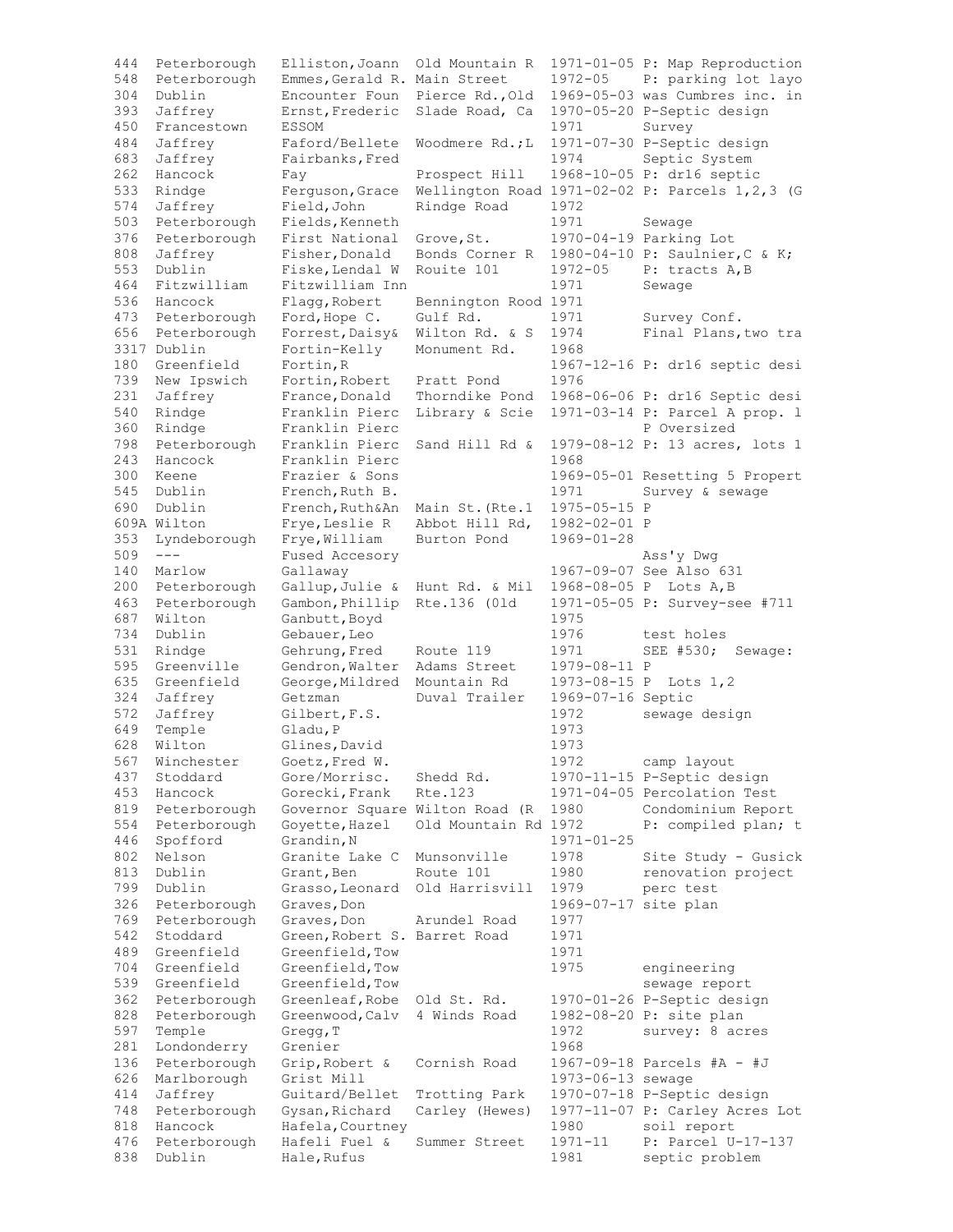| | | | | | |
|---|---|---|---|---|---|
| 444 | Peterborough | Elliston,Joann | Old Mountain R | 1971-01-05 | P: Map Reproduction |
| 548 | Peterborough | Emmes,Gerald R. | Main Street | 1972-05 | P: parking lot layo |
| 304 | Dublin | Encounter Foun | Pierce Rd.,Old | 1969-05-03 | was Cumbres inc. in |
| 393 | Jaffrey | Ernst,Frederic | Slade Road, Ca | 1970-05-20 | P-Septic design |
| 450 | Francestown | ESSOM | | 1971 | Survey |
| 484 | Jaffrey | Faford/Bellete | Woodmere Rd.;L | 1971-07-30 | P-Septic design |
| 683 | Jaffrey | Fairbanks,Fred | | 1974 | Septic System |
| 262 | Hancock | Fay | Prospect Hill | 1968-10-05 | P: dr16 septic |
| 533 | Rindge | Ferguson,Grace | Wellington Road | 1971-02-02 | P: Parcels 1,2,3 (G |
| 574 | Jaffrey | Field,John | Rindge Road | 1972 | |
| 503 | Peterborough | Fields,Kenneth | | 1971 | Sewage |
| 376 | Peterborough | First National | Grove,St. | 1970-04-19 | Parking Lot |
| 808 | Jaffrey | Fisher,Donald | Bonds Corner R | 1980-04-10 | P: Saulnier,C & K; |
| 553 | Dublin | Fiske,Lendal W | Rouite 101 | 1972-05 | P: tracts A,B |
| 464 | Fitzwilliam | Fitzwilliam Inn | | 1971 | Sewage |
| 536 | Hancock | Flagg,Robert | Bennington Rood | 1971 | |
| 473 | Peterborough | Ford,Hope C. | Gulf Rd. | 1971 | Survey Conf. |
| 656 | Peterborough | Forrest,Daisy& | Wilton Rd. & S | 1974 | Final Plans,two tra |
| 3317 | Dublin | Fortin-Kelly | Monument Rd. | 1968 | |
| 180 | Greenfield | Fortin,R | | 1967-12-16 | P: dr16 septic desi |
| 739 | New Ipswich | Fortin,Robert | Pratt Pond | 1976 | |
| 231 | Jaffrey | France,Donald | Thorndike Pond | 1968-06-06 | P: dr16 Septic desi |
| 540 | Rindge | Franklin Pierc | Library & Scie | 1971-03-14 | P: Parcel A prop. l |
| 360 | Rindge | Franklin Pierc | | | P Oversized |
| 798 | Peterborough | Franklin Pierc | Sand Hill Rd & | 1979-08-12 | P: 13 acres, lots 1 |
| 243 | Hancock | Franklin Pierc | | 1968 | |
| 300 | Keene | Frazier & Sons | | 1969-05-01 | Resetting 5 Propert |
| 545 | Dublin | French,Ruth B. | | 1971 | Survey & sewage |
| 690 | Dublin | French,Ruth&An | Main St.(Rte.1 | 1975-05-15 | P |
| 609A | Wilton | Frye,Leslie R | Abbot Hill Rd, | 1982-02-01 | P |
| 353 | Lyndeborough | Frye,William | Burton Pond | 1969-01-28 | |
| 509 | --- | Fused Accesory | | | Ass'y Dwg |
| 140 | Marlow | Gallaway | | 1967-09-07 | See Also 631 |
| 200 | Peterborough | Gallup,Julie & | Hunt Rd. & Mil | 1968-08-05 | P Lots A,B |
| 463 | Peterborough | Gambon,Phillip | Rte.136 (Old | 1971-05-05 | P: Survey-see #711 |
| 687 | Wilton | Ganbutt,Boyd | | 1975 | |
| 734 | Dublin | Gebauer,Leo | | 1976 | test holes |
| 531 | Rindge | Gehrung,Fred | Route 119 | 1971 | SEE #530; Sewage: |
| 595 | Greenville | Gendron,Walter | Adams Street | 1979-08-11 | P |
| 635 | Greenfield | George,Mildred | Mountain Rd | 1973-08-15 | P Lots 1,2 |
| 324 | Jaffrey | Getzman | Duval Trailer | 1969-07-16 | Septic |
| 572 | Jaffrey | Gilbert,F.S. | | 1972 | sewage design |
| 649 | Temple | Gladu,P | | 1973 | |
| 628 | Wilton | Glines,David | | 1973 | |
| 567 | Winchester | Goetz,Fred W. | | 1972 | camp layout |
| 437 | Stoddard | Gore/Morrisc. | Shedd Rd. | 1970-11-15 | P-Septic design |
| 453 | Hancock | Gorecki,Frank | Rte.123 | 1971-04-05 | Percolation Test |
| 819 | Peterborough | Governor Square | Wilton Road (R | 1980 | Condominium Report |
| 554 | Peterborough | Goyette,Hazel | Old Mountain Rd | 1972 | P: compiled plan; t |
| 446 | Spofford | Grandin,N | | 1971-01-25 | |
| 802 | Nelson | Granite Lake C | Munsonville | 1978 | Site Study - Gusick |
| 813 | Dublin | Grant,Ben | Route 101 | 1980 | renovation project |
| 799 | Dublin | Grasso,Leonard | Old Harrisvill | 1979 | perc test |
| 326 | Peterborough | Graves,Don | | 1969-07-17 | site plan |
| 769 | Peterborough | Graves,Don | Arundel Road | 1977 | |
| 542 | Stoddard | Green,Robert S. | Barret Road | 1971 | |
| 489 | Greenfield | Greenfield,Tow | | 1971 | |
| 704 | Greenfield | Greenfield,Tow | | 1975 | engineering |
| 539 | Greenfield | Greenfield,Tow | | | sewage report |
| 362 | Peterborough | Greenleaf,Robe | Old St. Rd. | 1970-01-26 | P-Septic design |
| 828 | Peterborough | Greenwood,Calv | 4 Winds Road | 1982-08-20 | P: site plan |
| 597 | Temple | Gregg,T | | 1972 | survey: 8 acres |
| 281 | Londonderry | Grenier | | 1968 | |
| 136 | Peterborough | Grip,Robert & | Cornish Road | 1967-09-18 | Parcels #A - #J |
| 626 | Marlborough | Grist Mill | | 1973-06-13 | sewage |
| 414 | Jaffrey | Guitard/Bellet | Trotting Park | 1970-07-18 | P-Septic design |
| 748 | Peterborough | Gysan,Richard | Carley (Hewes) | 1977-11-07 | P: Carley Acres Lot |
| 818 | Hancock | Hafela,Courtney | | 1980 | soil report |
| 476 | Peterborough | Hafeli Fuel & | Summer Street | 1971-11 | P: Parcel U-17-137 |
| 838 | Dublin | Hale,Rufus | | 1981 | septic problem |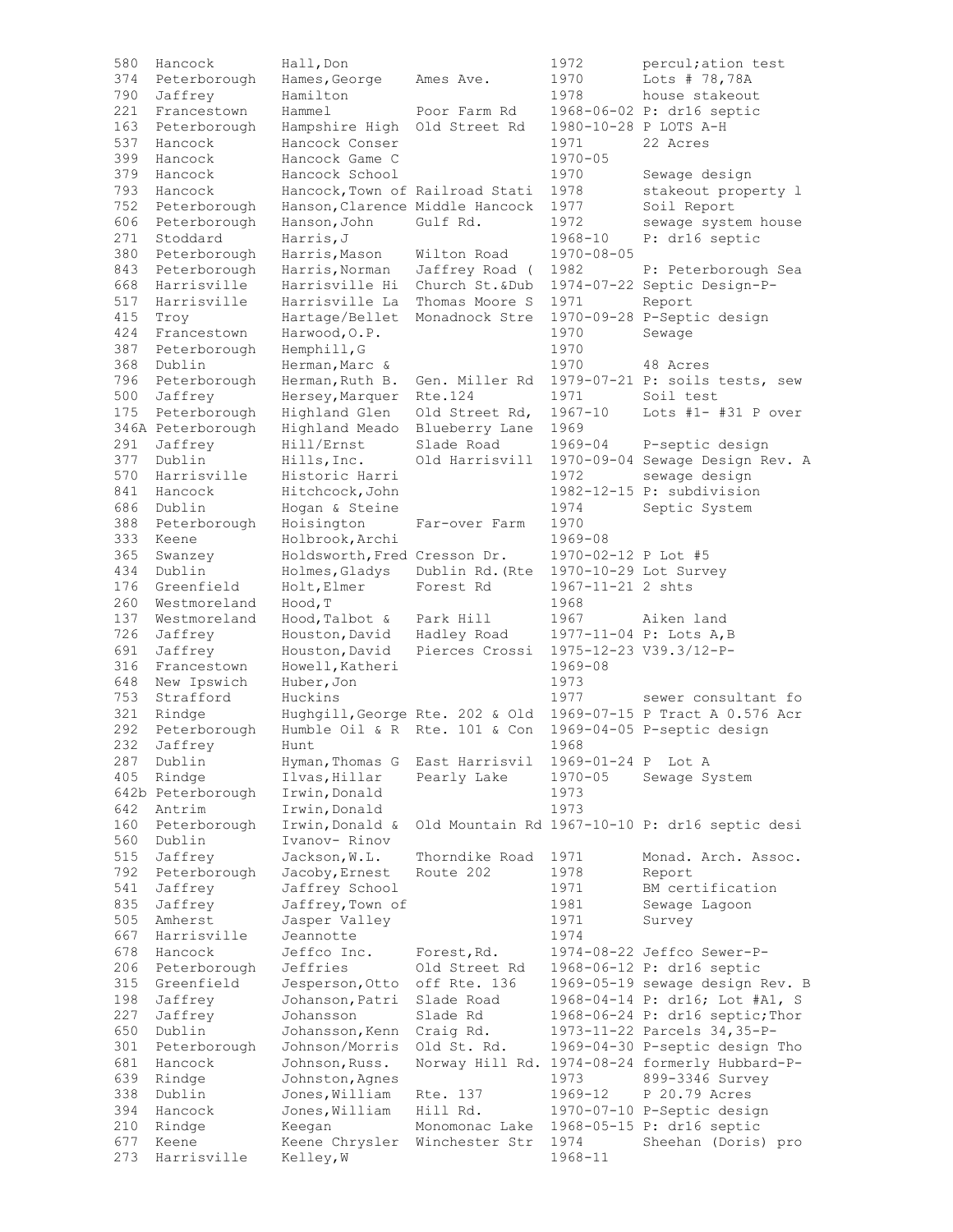| | | | | | |
|---|---|---|---|---|---|
| 580 | Hancock | Hall,Don | | 1972 | percul;ation test |
| 374 | Peterborough | Hames,George | Ames Ave. | 1970 | Lots # 78,78A |
| 790 | Jaffrey | Hamilton | | 1978 | house stakeout |
| 221 | Francestown | Hammel | Poor Farm Rd | 1968-06-02 | P: dr16 septic |
| 163 | Peterborough | Hampshire High | Old Street Rd | 1980-10-28 | P LOTS A-H |
| 537 | Hancock | Hancock Conser | | 1971 | 22 Acres |
| 399 | Hancock | Hancock Game C | | 1970-05 | |
| 379 | Hancock | Hancock School | | 1970 | Sewage design |
| 793 | Hancock | Hancock,Town of | Railroad Stati | 1978 | stakeout property l |
| 752 | Peterborough | Hanson,Clarence | Middle Hancock | 1977 | Soil Report |
| 606 | Peterborough | Hanson,John | Gulf Rd. | 1972 | sewage system house |
| 271 | Stoddard | Harris,J | | 1968-10 | P: dr16 septic |
| 380 | Peterborough | Harris,Mason | Wilton Road | 1970-08-05 | |
| 843 | Peterborough | Harris,Norman | Jaffrey Road ( | 1982 | P: Peterborough Sea |
| 668 | Harrisville | Harrisville Hi | Church St.&Dub | 1974-07-22 | Septic Design-P- |
| 517 | Harrisville | Harrisville La | Thomas Moore S | 1971 | Report |
| 415 | Troy | Hartage/Bellet | Monadnock Stre | 1970-09-28 | P-Septic design |
| 424 | Francestown | Harwood,O.P. | | 1970 | Sewage |
| 387 | Peterborough | Hemphill,G | | 1970 | |
| 368 | Dublin | Herman,Marc & | | 1970 | 48 Acres |
| 796 | Peterborough | Herman,Ruth B. | Gen. Miller Rd | 1979-07-21 | P: soils tests, sew |
| 500 | Jaffrey | Hersey,Marquer | Rte.124 | 1971 | Soil test |
| 175 | Peterborough | Highland Glen | Old Street Rd, | 1967-10 | Lots #1- #31 P over |
| 346A | Peterborough | Highland Meado | Blueberry Lane | 1969 | |
| 291 | Jaffrey | Hill/Ernst | Slade Road | 1969-04 | P-septic design |
| 377 | Dublin | Hills,Inc. | Old Harrisvill | 1970-09-04 | Sewage Design Rev. A |
| 570 | Harrisville | Historic Harri | | 1972 | sewage design |
| 841 | Hancock | Hitchcock,John | | 1982-12-15 | P: subdivision |
| 686 | Dublin | Hogan & Steine | | 1974 | Septic System |
| 388 | Peterborough | Hoisington | Far-over Farm | 1970 | |
| 333 | Keene | Holbrook,Archi | | 1969-08 | |
| 365 | Swanzey | Holdsworth,Fred | Cresson Dr. | 1970-02-12 | P Lot #5 |
| 434 | Dublin | Holmes,Gladys | Dublin Rd.(Rte | 1970-10-29 | Lot Survey |
| 176 | Greenfield | Holt,Elmer | Forest Rd | 1967-11-21 | 2 shts |
| 260 | Westmoreland | Hood,T | | 1968 | |
| 137 | Westmoreland | Hood,Talbot & | Park Hill | 1967 | Aiken land |
| 726 | Jaffrey | Houston,David | Hadley Road | 1977-11-04 | P: Lots A,B |
| 691 | Jaffrey | Houston,David | Pierces Crossi | 1975-12-23 | V39.3/12-P- |
| 316 | Francestown | Howell,Katheri | | 1969-08 | |
| 648 | New Ipswich | Huber,Jon | | 1973 | |
| 753 | Strafford | Huckins | | 1977 | sewer consultant fo |
| 321 | Rindge | Hughgill,George | Rte. 202 & Old | 1969-07-15 | P Tract A 0.576 Acr |
| 292 | Peterborough | Humble Oil & R | Rte. 101 & Con | 1969-04-05 | P-septic design |
| 232 | Jaffrey | Hunt | | 1968 | |
| 287 | Dublin | Hyman,Thomas G | East Harrisvil | 1969-01-24 | P Lot A |
| 405 | Rindge | Ilvas,Hillar | Pearly Lake | 1970-05 | Sewage System |
| 642b | Peterborough | Irwin,Donald | | 1973 | |
| 642 | Antrim | Irwin,Donald | | 1973 | |
| 160 | Peterborough | Irwin,Donald & | Old Mountain Rd | 1967-10-10 | P: dr16 septic desi |
| 560 | Dublin | Ivanov- Rinov | | | |
| 515 | Jaffrey | Jackson,W.L. | Thorndike Road | 1971 | Monad. Arch. Assoc. |
| 792 | Peterborough | Jacoby,Ernest | Route 202 | 1978 | Report |
| 541 | Jaffrey | Jaffrey School | | 1971 | BM certification |
| 835 | Jaffrey | Jaffrey,Town of | | 1981 | Sewage Lagoon |
| 505 | Amherst | Jasper Valley | | 1971 | Survey |
| 667 | Harrisville | Jeannotte | | 1974 | |
| 678 | Hancock | Jeffco Inc. | Forest,Rd. | 1974-08-22 | Jeffco Sewer-P- |
| 206 | Peterborough | Jeffries | Old Street Rd | 1968-06-12 | P: dr16 septic |
| 315 | Greenfield | Jesperson,Otto | off Rte. 136 | 1969-05-19 | sewage design Rev. B |
| 198 | Jaffrey | Johanson,Patri | Slade Road | 1968-04-14 | P: dr16; Lot #A1, S |
| 227 | Jaffrey | Johansson | Slade Rd | 1968-06-24 | P: dr16 septic;Thor |
| 650 | Dublin | Johansson,Kenn | Craig Rd. | 1973-11-22 | Parcels 34,35-P- |
| 301 | Peterborough | Johnson/Morris | Old St. Rd. | 1969-04-30 | P-septic design Tho |
| 681 | Hancock | Johnson,Russ. | Norway Hill Rd. | 1974-08-24 | formerly Hubbard-P- |
| 639 | Rindge | Johnston,Agnes | | 1973 | 899-3346 Survey |
| 338 | Dublin | Jones,William | Rte. 137 | 1969-12 | P 20.79 Acres |
| 394 | Hancock | Jones,William | Hill Rd. | 1970-07-10 | P-Septic design |
| 210 | Rindge | Keegan | Monomonac Lake | 1968-05-15 | P: dr16 septic |
| 677 | Keene | Keene Chrysler | Winchester Str | 1974 | Sheehan (Doris) pro |
| 273 | Harrisville | Kelley,W | | 1968-11 | |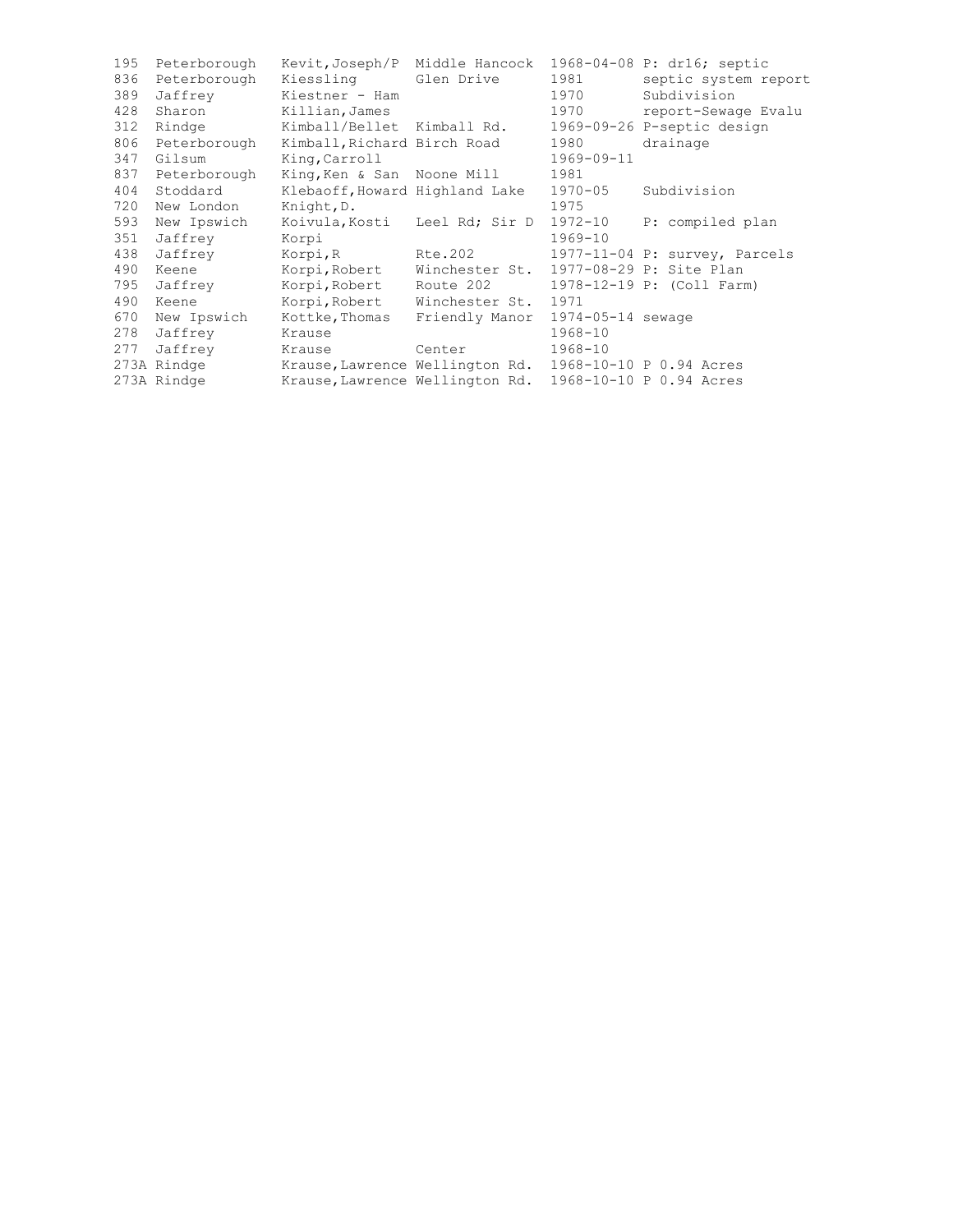| | | | | | |
|---|---|---|---|---|---|
| 195 | Peterborough | Kevit,Joseph/P | Middle Hancock | 1968-04-08 | P: dr16; septic |
| 836 | Peterborough | Kiessling | Glen Drive | 1981 | septic system report |
| 389 | Jaffrey | Kiestner - Ham | | 1970 | Subdivision |
| 428 | Sharon | Killian,James | | 1970 | report-Sewage Evalu |
| 312 | Rindge | Kimball/Bellet | Kimball Rd. | 1969-09-26 | P-septic design |
| 806 | Peterborough | Kimball,Richard | Birch Road | 1980 | drainage |
| 347 | Gilsum | King,Carroll | | 1969-09-11 | |
| 837 | Peterborough | King,Ken & San | Noone Mill | 1981 | |
| 404 | Stoddard | Klebaoff,Howard | Highland Lake | 1970-05 | Subdivision |
| 720 | New London | Knight,D. | | 1975 | |
| 593 | New Ipswich | Koivula,Kosti | Leel Rd; Sir D | 1972-10 | P: compiled plan |
| 351 | Jaffrey | Korpi | | 1969-10 | |
| 438 | Jaffrey | Korpi,R | Rte.202 | 1977-11-04 | P: survey, Parcels |
| 490 | Keene | Korpi,Robert | Winchester St. | 1977-08-29 | P: Site Plan |
| 795 | Jaffrey | Korpi,Robert | Route 202 | 1978-12-19 | P: (Coll Farm) |
| 490 | Keene | Korpi,Robert | Winchester St. | 1971 | |
| 670 | New Ipswich | Kottke,Thomas | Friendly Manor | 1974-05-14 | sewage |
| 278 | Jaffrey | Krause | | 1968-10 | |
| 277 | Jaffrey | Krause | Center | 1968-10 | |
| 273A | Rindge | Krause,Lawrence | Wellington Rd. | 1968-10-10 | P 0.94 Acres |
| 273A | Rindge | Krause,Lawrence | Wellington Rd. | 1968-10-10 | P 0.94 Acres |